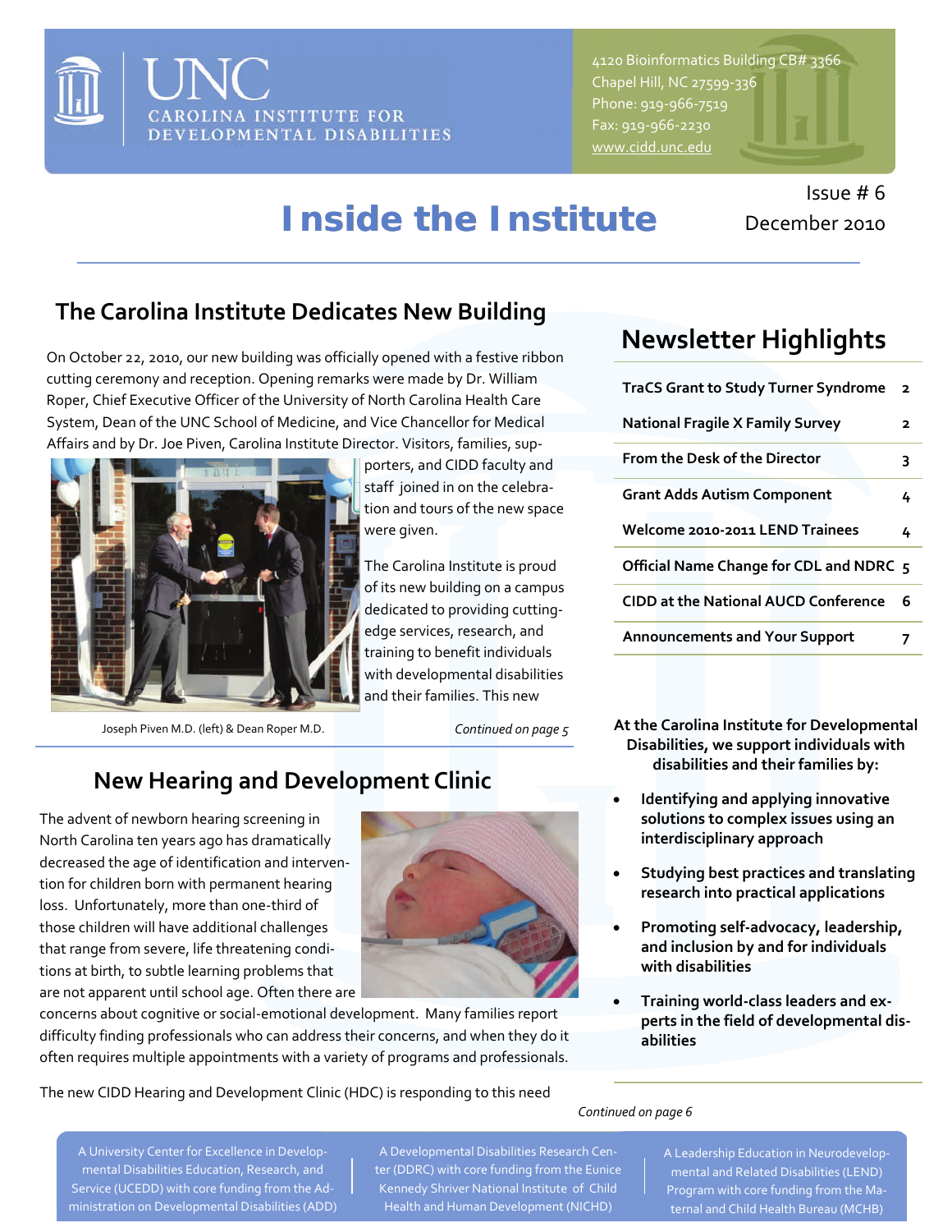# UNC CAROLINA INSTITUTE FOR DEVELOPMENTAL DISABILITIES

4120 Bioinformatics Building CB# 3366
Chapel Hill, NC 27599-336
Phone: 919-966-7519
Fax: 919-966-2230
www.cidd.unc.edu

# Inside the Institute

Issue # 6
December 2010

## The Carolina Institute Dedicates New Building

On October 22, 2010, our new building was officially opened with a festive ribbon cutting ceremony and reception. Opening remarks were made by Dr. William Roper, Chief Executive Officer of the University of North Carolina Health Care System, Dean of the UNC School of Medicine, and Vice Chancellor for Medical Affairs and by Dr. Joe Piven, Carolina Institute Director. Visitors, families, supporters, and CIDD faculty and staff joined in on the celebration and tours of the new space were given.

The Carolina Institute is proud of its new building on a campus dedicated to providing cutting-edge services, research, and training to benefit individuals with developmental disabilities and their families. This new

Joseph Piven M.D. (left) & Dean Roper M.D.

*Continued on page 5*

## New Hearing and Development Clinic

The advent of newborn hearing screening in North Carolina ten years ago has dramatically decreased the age of identification and intervention for children born with permanent hearing loss. Unfortunately, more than one-third of those children will have additional challenges that range from severe, life threatening conditions at birth, to subtle learning problems that are not apparent until school age. Often there are concerns about cognitive or social-emotional development. Many families report difficulty finding professionals who can address their concerns, and when they do it often requires multiple appointments with a variety of programs and professionals.

The new CIDD Hearing and Development Clinic (HDC) is responding to this need

*Continued on page 6*

## Newsletter Highlights

| | |
|---|---|
| TraCS Grant to Study Turner Syndrome | 2 |
| National Fragile X Family Survey | 2 |
| From the Desk of the Director | 3 |
| Grant Adds Autism Component | 4 |
| Welcome 2010-2011 LEND Trainees | 4 |
| Official Name Change for CDL and NDRC | 5 |
| CIDD at the National AUCD Conference | 6 |
| Announcements and Your Support | 7 |

**At the Carolina Institute for Developmental Disabilities, we support individuals with disabilities and their families by:**

- **Identifying and applying innovative solutions to complex issues using an interdisciplinary approach**
- **Studying best practices and translating research into practical applications**
- **Promoting self-advocacy, leadership, and inclusion by and for individuals with disabilities**
- **Training world-class leaders and experts in the field of developmental disabilities**

A University Center for Excellence in Developmental Disabilities Education, Research, and Service (UCEDD) with core funding from the Administration on Developmental Disabilities (ADD)

A Developmental Disabilities Research Center (DDRC) with core funding from the Eunice Kennedy Shriver National Institute of Child Health and Human Development (NICHD)

A Leadership Education in Neurodevelopmental and Related Disabilities (LEND) Program with core funding from the Maternal and Child Health Bureau (MCHB)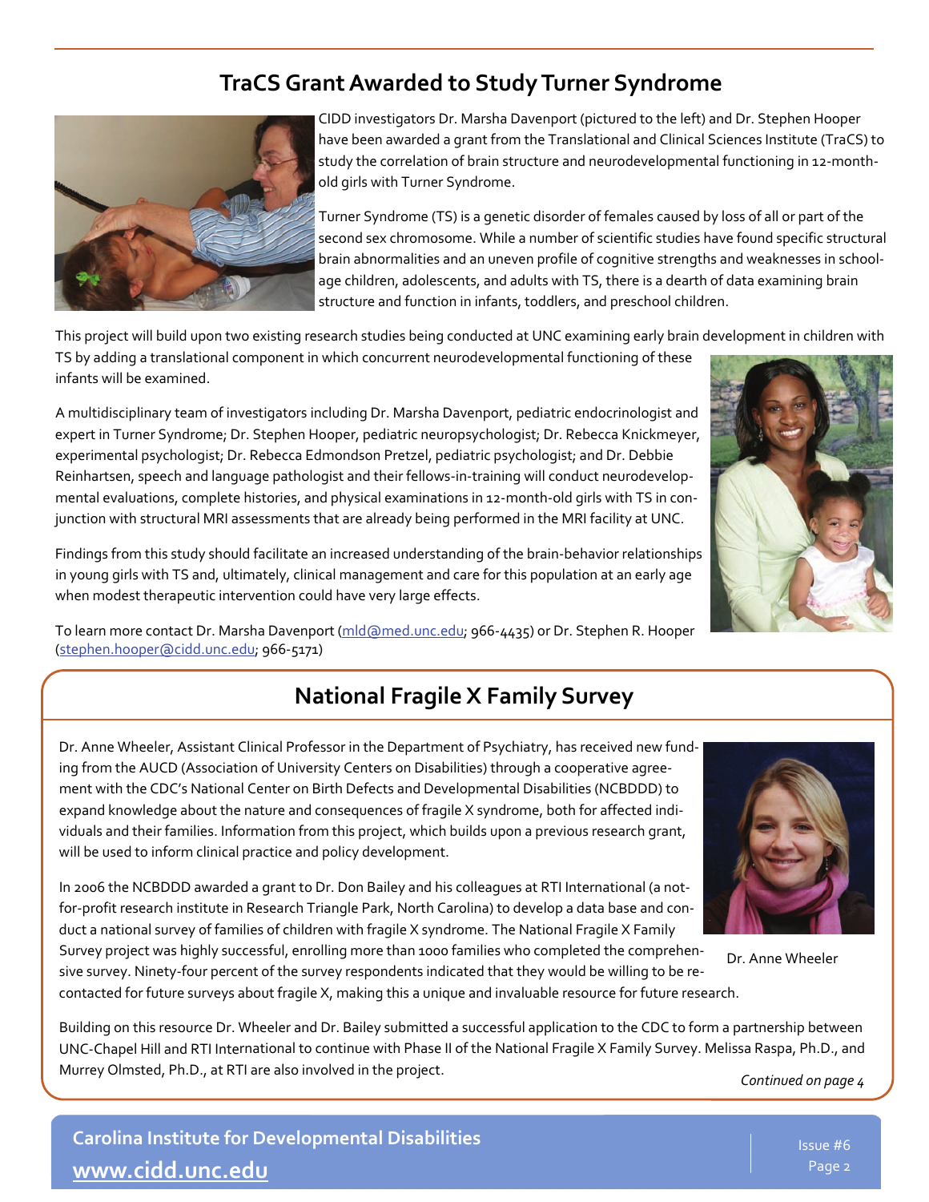## TraCS Grant Awarded to Study Turner Syndrome

CIDD investigators Dr. Marsha Davenport (pictured to the left) and Dr. Stephen Hooper have been awarded a grant from the Translational and Clinical Sciences Institute (TraCS) to study the correlation of brain structure and neurodevelopmental functioning in 12-month-old girls with Turner Syndrome.

Turner Syndrome (TS) is a genetic disorder of females caused by loss of all or part of the second sex chromosome. While a number of scientific studies have found specific structural brain abnormalities and an uneven profile of cognitive strengths and weaknesses in school-age children, adolescents, and adults with TS, there is a dearth of data examining brain structure and function in infants, toddlers, and preschool children.

This project will build upon two existing research studies being conducted at UNC examining early brain development in children with TS by adding a translational component in which concurrent neurodevelopmental functioning of these infants will be examined.

A multidisciplinary team of investigators including Dr. Marsha Davenport, pediatric endocrinologist and expert in Turner Syndrome; Dr. Stephen Hooper, pediatric neuropsychologist; Dr. Rebecca Knickmeyer, experimental psychologist; Dr. Rebecca Edmondson Pretzel, pediatric psychologist; and Dr. Debbie Reinhartsen, speech and language pathologist and their fellows-in-training will conduct neurodevelopmental evaluations, complete histories, and physical examinations in 12-month-old girls with TS in conjunction with structural MRI assessments that are already being performed in the MRI facility at UNC.

Findings from this study should facilitate an increased understanding of the brain-behavior relationships in young girls with TS and, ultimately, clinical management and care for this population at an early age when modest therapeutic intervention could have very large effects.

To learn more contact Dr. Marsha Davenport (mld@med.unc.edu; 966-4435) or Dr. Stephen R. Hooper (stephen.hooper@cidd.unc.edu; 966-5171)

## National Fragile X Family Survey

Dr. Anne Wheeler, Assistant Clinical Professor in the Department of Psychiatry, has received new funding from the AUCD (Association of University Centers on Disabilities) through a cooperative agreement with the CDC's National Center on Birth Defects and Developmental Disabilities (NCBDDD) to expand knowledge about the nature and consequences of fragile X syndrome, both for affected individuals and their families. Information from this project, which builds upon a previous research grant, will be used to inform clinical practice and policy development.

Dr. Anne Wheeler

In 2006 the NCBDDD awarded a grant to Dr. Don Bailey and his colleagues at RTI International (a not-for-profit research institute in Research Triangle Park, North Carolina) to develop a data base and conduct a national survey of families of children with fragile X syndrome. The National Fragile X Family Survey project was highly successful, enrolling more than 1000 families who completed the comprehensive survey. Ninety-four percent of the survey respondents indicated that they would be willing to be re-contacted for future surveys about fragile X, making this a unique and invaluable resource for future research.

Building on this resource Dr. Wheeler and Dr. Bailey submitted a successful application to the CDC to form a partnership between UNC-Chapel Hill and RTI International to continue with Phase II of the National Fragile X Family Survey. Melissa Raspa, Ph.D., and Murrey Olmsted, Ph.D., at RTI are also involved in the project.

*Continued on page 4*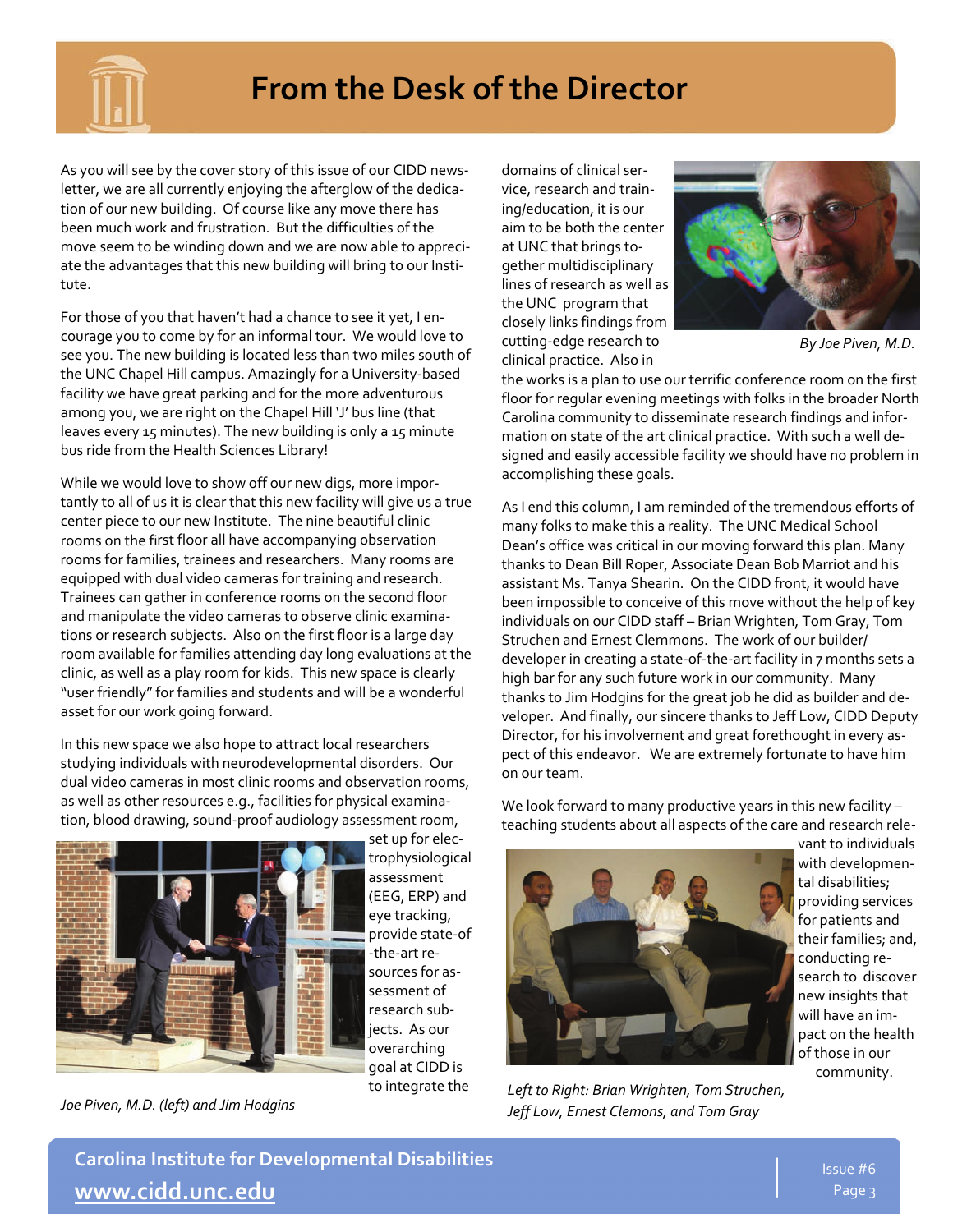# From the Desk of the Director

As you will see by the cover story of this issue of our CIDD newsletter, we are all currently enjoying the afterglow of the dedication of our new building. Of course like any move there has been much work and frustration. But the difficulties of the move seem to be winding down and we are now able to appreciate the advantages that this new building will bring to our Institute.

For those of you that haven't had a chance to see it yet, I encourage you to come by for an informal tour. We would love to see you. The new building is located less than two miles south of the UNC Chapel Hill campus. Amazingly for a University-based facility we have great parking and for the more adventurous among you, we are right on the Chapel Hill 'J' bus line (that leaves every 15 minutes). The new building is only a 15 minute bus ride from the Health Sciences Library!

While we would love to show off our new digs, more importantly to all of us it is clear that this new facility will give us a true center piece to our new Institute. The nine beautiful clinic rooms on the first floor all have accompanying observation rooms for families, trainees and researchers. Many rooms are equipped with dual video cameras for training and research. Trainees can gather in conference rooms on the second floor and manipulate the video cameras to observe clinic examinations or research subjects. Also on the first floor is a large day room available for families attending day long evaluations at the clinic, as well as a play room for kids. This new space is clearly "user friendly" for families and students and will be a wonderful asset for our work going forward.

In this new space we also hope to attract local researchers studying individuals with neurodevelopmental disorders. Our dual video cameras in most clinic rooms and observation rooms, as well as other resources e.g., facilities for physical examination, blood drawing, sound-proof audiology assessment room, set up for electrophysiological assessment (EEG, ERP) and eye tracking, provide state-of-the-art resources for assessment of research subjects. As our overarching goal at CIDD is to integrate the domains of clinical service, research and training/education, it is our aim to be both the center at UNC that brings together multidisciplinary lines of research as well as the UNC program that closely links findings from cutting-edge research to clinical practice. Also in the works is a plan to use our terrific conference room on the first floor for regular evening meetings with folks in the broader North Carolina community to disseminate research findings and information on state of the art clinical practice. With such a well designed and easily accessible facility we should have no problem in accomplishing these goals.

*Joe Piven, M.D. (left) and Jim Hodgins*

*By Joe Piven, M.D.*

As I end this column, I am reminded of the tremendous efforts of many folks to make this a reality. The UNC Medical School Dean's office was critical in our moving forward this plan. Many thanks to Dean Bill Roper, Associate Dean Bob Marriot and his assistant Ms. Tanya Shearin. On the CIDD front, it would have been impossible to conceive of this move without the help of key individuals on our CIDD staff – Brian Wrighten, Tom Gray, Tom Struchen and Ernest Clemmons. The work of our builder/developer in creating a state-of-the-art facility in 7 months sets a high bar for any such future work in our community. Many thanks to Jim Hodgins for the great job he did as builder and developer. And finally, our sincere thanks to Jeff Low, CIDD Deputy Director, for his involvement and great forethought in every aspect of this endeavor. We are extremely fortunate to have him on our team.

We look forward to many productive years in this new facility – teaching students about all aspects of the care and research relevant to individuals with developmental disabilities; providing services for patients and their families; and, conducting research to discover new insights that will have an impact on the health of those in our community.

*Left to Right: Brian Wrighten, Tom Struchen, Jeff Low, Ernest Clemons, and Tom Gray*

**Carolina Institute for Developmental Disabilities**
**www.cidd.unc.edu**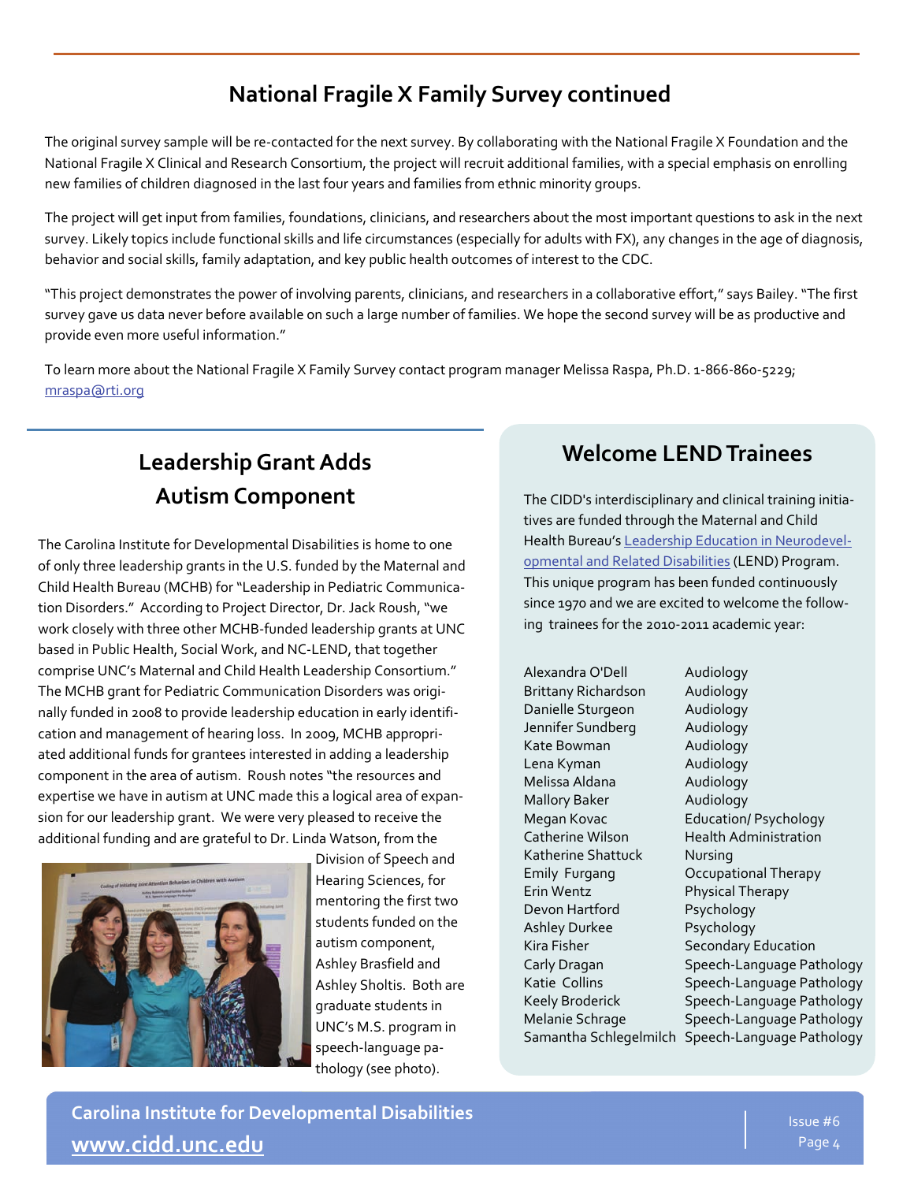## National Fragile X Family Survey continued

The original survey sample will be re-contacted for the next survey. By collaborating with the National Fragile X Foundation and the National Fragile X Clinical and Research Consortium, the project will recruit additional families, with a special emphasis on enrolling new families of children diagnosed in the last four years and families from ethnic minority groups.

The project will get input from families, foundations, clinicians, and researchers about the most important questions to ask in the next survey. Likely topics include functional skills and life circumstances (especially for adults with FX), any changes in the age of diagnosis, behavior and social skills, family adaptation, and key public health outcomes of interest to the CDC.

"This project demonstrates the power of involving parents, clinicians, and researchers in a collaborative effort," says Bailey. "The first survey gave us data never before available on such a large number of families. We hope the second survey will be as productive and provide even more useful information."

To learn more about the National Fragile X Family Survey contact program manager Melissa Raspa, Ph.D. 1-866-860-5229; mraspa@rti.org

## Leadership Grant Adds Autism Component

The Carolina Institute for Developmental Disabilities is home to one of only three leadership grants in the U.S. funded by the Maternal and Child Health Bureau (MCHB) for "Leadership in Pediatric Communication Disorders." According to Project Director, Dr. Jack Roush, "we work closely with three other MCHB-funded leadership grants at UNC based in Public Health, Social Work, and NC-LEND, that together comprise UNC's Maternal and Child Health Leadership Consortium." The MCHB grant for Pediatric Communication Disorders was originally funded in 2008 to provide leadership education in early identification and management of hearing loss. In 2009, MCHB appropriated additional funds for grantees interested in adding a leadership component in the area of autism. Roush notes "the resources and expertise we have in autism at UNC made this a logical area of expansion for our leadership grant. We were very pleased to receive the additional funding and are grateful to Dr. Linda Watson, from the Division of Speech and Hearing Sciences, for mentoring the first two students funded on the autism component, Ashley Brasfield and Ashley Sholtis. Both are graduate students in UNC's M.S. program in speech-language pathology (see photo).

## Welcome LEND Trainees

The CIDD's interdisciplinary and clinical training initiatives are funded through the Maternal and Child Health Bureau's Leadership Education in Neurodevelopmental and Related Disabilities (LEND) Program. This unique program has been funded continuously since 1970 and we are excited to welcome the following trainees for the 2010-2011 academic year:

| Name | Discipline |
|---|---|
| Alexandra O'Dell | Audiology |
| Brittany Richardson | Audiology |
| Danielle Sturgeon | Audiology |
| Jennifer Sundberg | Audiology |
| Kate Bowman | Audiology |
| Lena Kyman | Audiology |
| Melissa Aldana | Audiology |
| Mallory Baker | Audiology |
| Megan Kovac | Education/ Psychology |
| Catherine Wilson | Health Administration |
| Katherine Shattuck | Nursing |
| Emily Furgang | Occupational Therapy |
| Erin Wentz | Physical Therapy |
| Devon Hartford | Psychology |
| Ashley Durkee | Psychology |
| Kira Fisher | Secondary Education |
| Carly Dragan | Speech-Language Pathology |
| Katie Collins | Speech-Language Pathology |
| Keely Broderick | Speech-Language Pathology |
| Melanie Schrage | Speech-Language Pathology |
| Samantha Schlegelmilch | Speech-Language Pathology |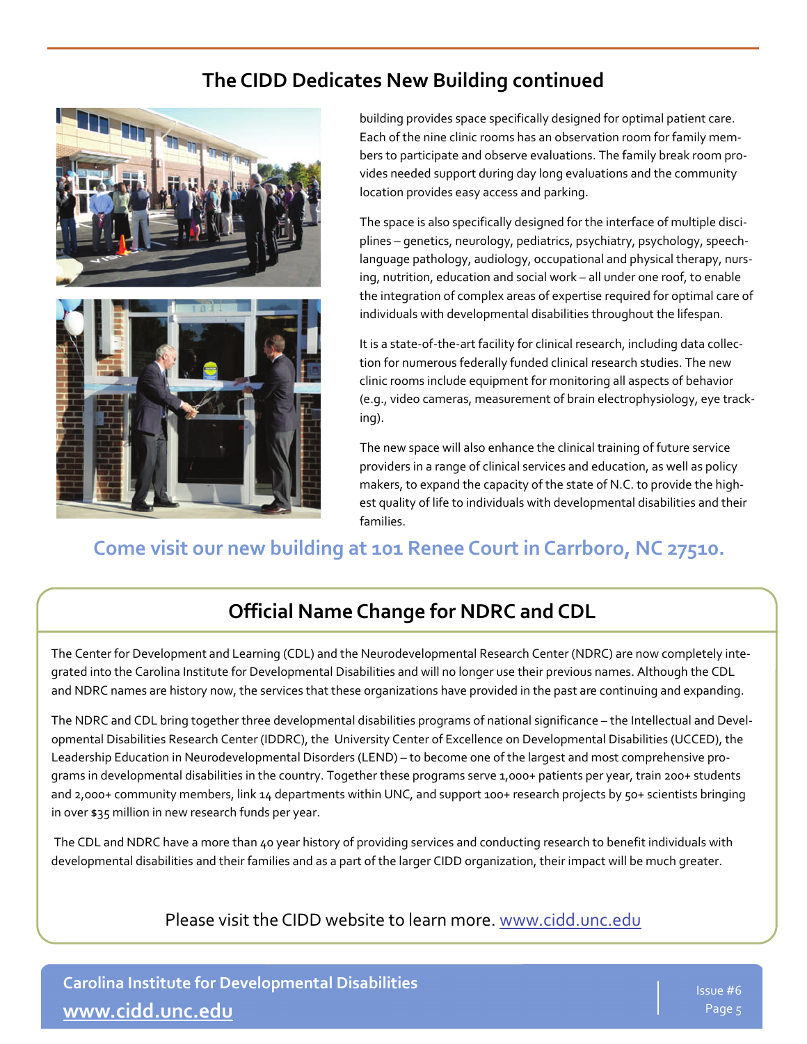## The CIDD Dedicates New Building continued

building provides space specifically designed for optimal patient care. Each of the nine clinic rooms has an observation room for family members to participate and observe evaluations. The family break room provides needed support during day long evaluations and the community location provides easy access and parking.

The space is also specifically designed for the interface of multiple disciplines – genetics, neurology, pediatrics, psychiatry, psychology, speech-language pathology, audiology, occupational and physical therapy, nursing, nutrition, education and social work – all under one roof, to enable the integration of complex areas of expertise required for optimal care of individuals with developmental disabilities throughout the lifespan.

It is a state-of-the-art facility for clinical research, including data collection for numerous federally funded clinical research studies. The new clinic rooms include equipment for monitoring all aspects of behavior (e.g., video cameras, measurement of brain electrophysiology, eye tracking).

The new space will also enhance the clinical training of future service providers in a range of clinical services and education, as well as policy makers, to expand the capacity of the state of N.C. to provide the highest quality of life to individuals with developmental disabilities and their families.

**Come visit our new building at 101 Renee Court in Carrboro, NC 27510.**

## Official Name Change for NDRC and CDL

The Center for Development and Learning (CDL) and the Neurodevelopmental Research Center (NDRC) are now completely integrated into the Carolina Institute for Developmental Disabilities and will no longer use their previous names. Although the CDL and NDRC names are history now, the services that these organizations have provided in the past are continuing and expanding.

The NDRC and CDL bring together three developmental disabilities programs of national significance – the Intellectual and Developmental Disabilities Research Center (IDDRC), the University Center of Excellence on Developmental Disabilities (UCCED), the Leadership Education in Neurodevelopmental Disorders (LEND) – to become one of the largest and most comprehensive programs in developmental disabilities in the country. Together these programs serve 1,000+ patients per year, train 200+ students and 2,000+ community members, link 14 departments within UNC, and support 100+ research projects by 50+ scientists bringing in over $35 million in new research funds per year.

The CDL and NDRC have a more than 40 year history of providing services and conducting research to benefit individuals with developmental disabilities and their families and as a part of the larger CIDD organization, their impact will be much greater.

Please visit the CIDD website to learn more. [www.cidd.unc.edu](http://www.cidd.unc.edu)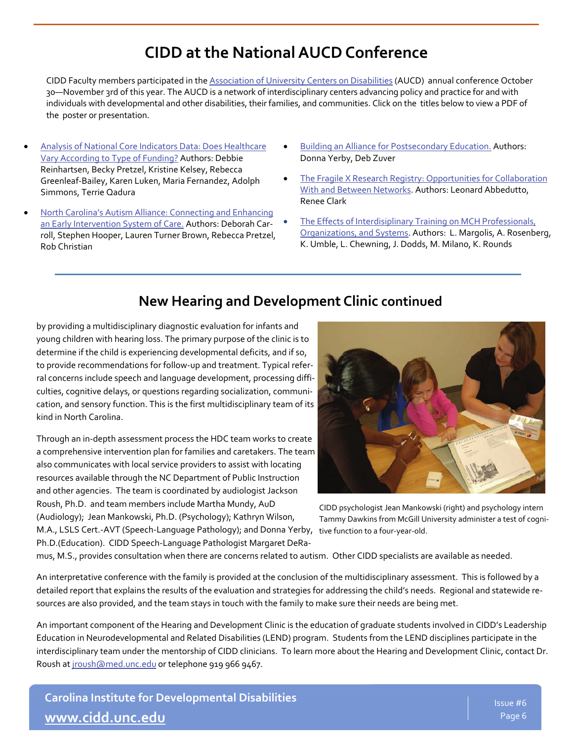# CIDD at the National AUCD Conference

CIDD Faculty members participated in the Association of University Centers on Disabilities (AUCD) annual conference October 30—November 3rd of this year. The AUCD is a network of interdisciplinary centers advancing policy and practice for and with individuals with developmental and other disabilities, their families, and communities. Click on the titles below to view a PDF of the poster or presentation.

- Analysis of National Core Indicators Data: Does Healthcare Vary According to Type of Funding? Authors: Debbie Reinhartsen, Becky Pretzel, Kristine Kelsey, Rebecca Greenleaf-Bailey, Karen Luken, Maria Fernandez, Adolph Simmons, Terrie Qadura
- North Carolina's Autism Alliance: Connecting and Enhancing an Early Intervention System of Care. Authors: Deborah Carroll, Stephen Hooper, Lauren Turner Brown, Rebecca Pretzel, Rob Christian
- Building an Alliance for Postsecondary Education. Authors: Donna Yerby, Deb Zuver
- The Fragile X Research Registry: Opportunities for Collaboration With and Between Networks. Authors: Leonard Abbeduto, Renee Clark
- The Effects of Interdisciplinary Training on MCH Professionals, Organizations, and Systems. Authors: L. Margolis, A. Rosenberg, K. Umble, L. Chewning, J. Dodds, M. Milano, K. Rounds

## New Hearing and Development Clinic continued

by providing a multidisciplinary diagnostic evaluation for infants and young children with hearing loss. The primary purpose of the clinic is to determine if the child is experiencing developmental deficits, and if so, to provide recommendations for follow-up and treatment. Typical referral concerns include speech and language development, processing difficulties, cognitive delays, or questions regarding socialization, communication, and sensory function. This is the first multidisciplinary team of its kind in North Carolina.

CIDD psychologist Jean Mankowski (right) and psychology intern Tammy Dawkins from McGill University administer a test of cognitive function to a four-year-old.

Through an in-depth assessment process the HDC team works to create a comprehensive intervention plan for families and caretakers. The team also communicates with local service providers to assist with locating resources available through the NC Department of Public Instruction and other agencies. The team is coordinated by audiologist Jackson Roush, Ph.D. and team members include Martha Mundy, AuD (Audiology); Jean Mankowski, Ph.D. (Psychology); Kathryn Wilson, M.A., LSLS Cert.-AVT (Speech-Language Pathology); and Donna Yerby, Ph.D.(Education). CIDD Speech-Language Pathologist Margaret DeRamus, M.S., provides consultation when there are concerns related to autism. Other CIDD specialists are available as needed.

An interpretative conference with the family is provided at the conclusion of the multidisciplinary assessment. This is followed by a detailed report that explains the results of the evaluation and strategies for addressing the child's needs. Regional and statewide resources are also provided, and the team stays in touch with the family to make sure their needs are being met.

An important component of the Hearing and Development Clinic is the education of graduate students involved in CIDD's Leadership Education in Neurodevelopmental and Related Disabilities (LEND) program. Students from the LEND disciplines participate in the interdisciplinary team under the mentorship of CIDD clinicians. To learn more about the Hearing and Development Clinic, contact Dr. Roush at jroush@med.unc.edu or telephone 919 966 9467.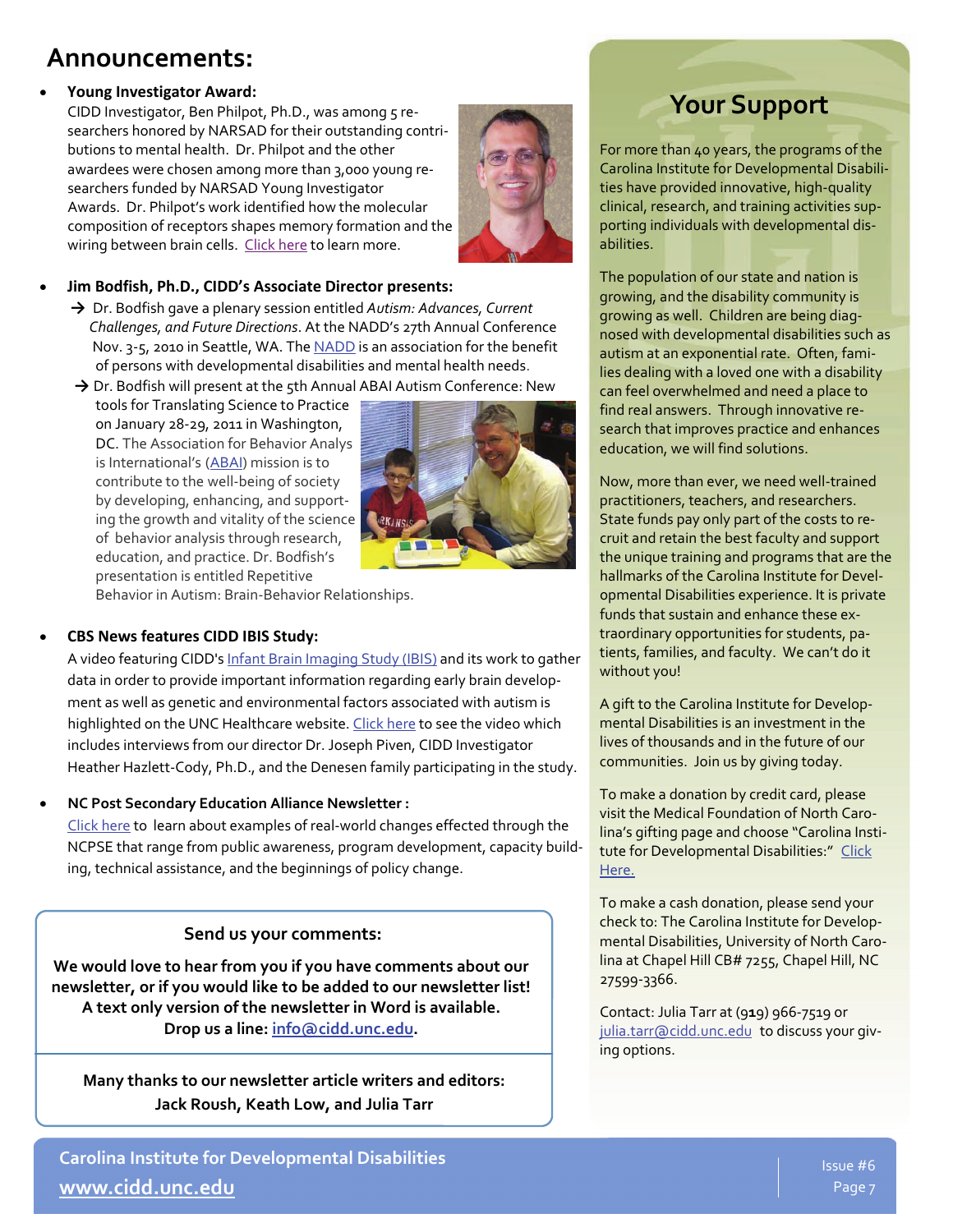# Announcements:

- **Young Investigator Award:**
  CIDD Investigator, Ben Philpot, Ph.D., was among 5 researchers honored by NARSAD for their outstanding contributions to mental health. Dr. Philpot and the other awardees were chosen among more than 3,000 young researchers funded by NARSAD Young Investigator Awards. Dr. Philpot's work identified how the molecular composition of receptors shapes memory formation and the wiring between brain cells. Click here to learn more.

- **Jim Bodfish, Ph.D., CIDD's Associate Director presents:**
  → Dr. Bodfish gave a plenary session entitled *Autism: Advances, Current Challenges, and Future Directions*. At the NADD's 27th Annual Conference Nov. 3-5, 2010 in Seattle, WA. The NADD is an association for the benefit of persons with developmental disabilities and mental health needs.
  → Dr. Bodfish will present at the 5th Annual ABAI Autism Conference: New tools for Translating Science to Practice on January 28-29, 2011 in Washington, DC. The Association for Behavior Analys is International's (ABAI) mission is to contribute to the well-being of society by developing, enhancing, and supporting the growth and vitality of the science of behavior analysis through research, education, and practice. Dr. Bodfish's presentation is entitled Repetitive Behavior in Autism: Brain-Behavior Relationships.

- **CBS News features CIDD IBIS Study:**
  A video featuring CIDD's Infant Brain Imaging Study (IBIS) and its work to gather data in order to provide important information regarding early brain development as well as genetic and environmental factors associated with autism is highlighted on the UNC Healthcare website. Click here to see the video which includes interviews from our director Dr. Joseph Piven, CIDD Investigator Heather Hazlett-Cody, Ph.D., and the Denesen family participating in the study.

- **NC Post Secondary Education Alliance Newsletter :**
  Click here to learn about examples of real-world changes effected through the NCPSE that range from public awareness, program development, capacity building, technical assistance, and the beginnings of policy change.

**Send us your comments:**

**We would love to hear from you if you have comments about our newsletter, or if you would like to be added to our newsletter list! A text only version of the newsletter in Word is available. Drop us a line: info@cidd.unc.edu.**

**Many thanks to our newsletter article writers and editors: Jack Roush, Keath Low, and Julia Tarr**

## Your Support

For more than 40 years, the programs of the Carolina Institute for Developmental Disabilities have provided innovative, high-quality clinical, research, and training activities supporting individuals with developmental disabilities.

The population of our state and nation is growing, and the disability community is growing as well. Children are being diagnosed with developmental disabilities such as autism at an exponential rate. Often, families dealing with a loved one with a disability can feel overwhelmed and need a place to find real answers. Through innovative research that improves practice and enhances education, we will find solutions.

Now, more than ever, we need well-trained practitioners, teachers, and researchers. State funds pay only part of the costs to recruit and retain the best faculty and support the unique training and programs that are the hallmarks of the Carolina Institute for Developmental Disabilities experience. It is private funds that sustain and enhance these extraordinary opportunities for students, patients, families, and faculty. We can't do it without you!

A gift to the Carolina Institute for Developmental Disabilities is an investment in the lives of thousands and in the future of our communities. Join us by giving today.

To make a donation by credit card, please visit the Medical Foundation of North Carolina's gifting page and choose "Carolina Institute for Developmental Disabilities:" Click Here.

To make a cash donation, please send your check to: The Carolina Institute for Developmental Disabilities, University of North Carolina at Chapel Hill CB# 7255, Chapel Hill, NC 27599-3366.

Contact: Julia Tarr at (919) 966-7519 or julia.tarr@cidd.unc.edu to discuss your giving options.

Carolina Institute for Developmental Disabilities
www.cidd.unc.edu